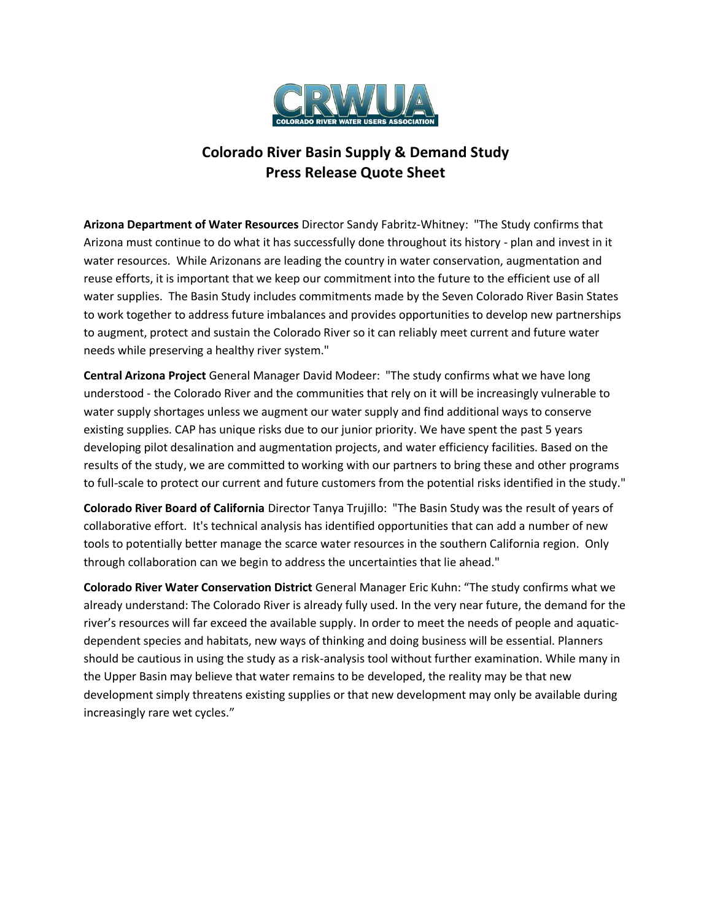CRWUA

COLORADO RIVER WATER USERS ASSOCIATION

## Colorado River Basin Supply & Demand Study
## Press Release Quote Sheet

**Arizona Department of Water Resources** Director Sandy Fabritz-Whitney: "The Study confirms that Arizona must continue to do what it has successfully done throughout its history - plan and invest in it water resources. While Arizonans are leading the country in water conservation, augmentation and reuse efforts, it is important that we keep our commitment into the future to the efficient use of all water supplies. The Basin Study includes commitments made by the Seven Colorado River Basin States to work together to address future imbalances and provides opportunities to develop new partnerships to augment, protect and sustain the Colorado River so it can reliably meet current and future water needs while preserving a healthy river system."

**Central Arizona Project** General Manager David Modeer: "The study confirms what we have long understood - the Colorado River and the communities that rely on it will be increasingly vulnerable to water supply shortages unless we augment our water supply and find additional ways to conserve existing supplies. CAP has unique risks due to our junior priority. We have spent the past 5 years developing pilot desalination and augmentation projects, and water efficiency facilities. Based on the results of the study, we are committed to working with our partners to bring these and other programs to full-scale to protect our current and future customers from the potential risks identified in the study."

**Colorado River Board of California** Director Tanya Trujillo: "The Basin Study was the result of years of collaborative effort. It's technical analysis has identified opportunities that can add a number of new tools to potentially better manage the scarce water resources in the southern California region. Only through collaboration can we begin to address the uncertainties that lie ahead."

**Colorado River Water Conservation District** General Manager Eric Kuhn: "The study confirms what we already understand: The Colorado River is already fully used. In the very near future, the demand for the river's resources will far exceed the available supply. In order to meet the needs of people and aquatic-dependent species and habitats, new ways of thinking and doing business will be essential. Planners should be cautious in using the study as a risk-analysis tool without further examination. While many in the Upper Basin may believe that water remains to be developed, the reality may be that new development simply threatens existing supplies or that new development may only be available during increasingly rare wet cycles."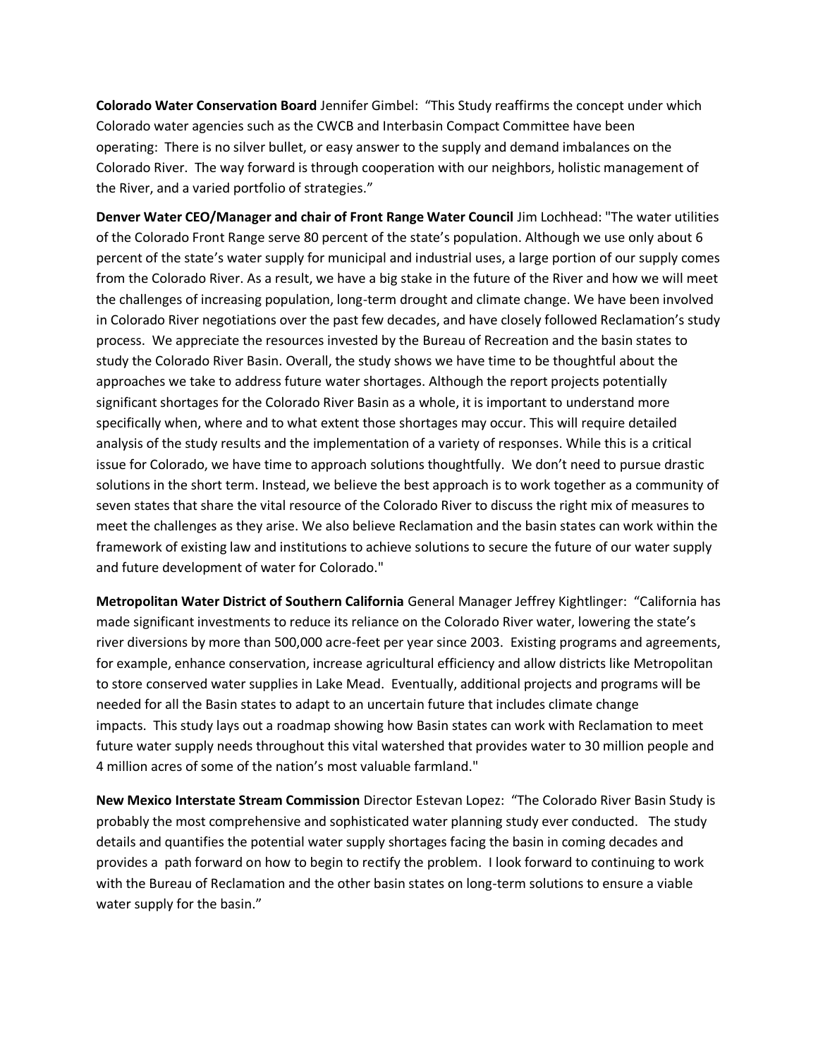**Colorado Water Conservation Board** Jennifer Gimbel: "This Study reaffirms the concept under which Colorado water agencies such as the CWCB and Interbasin Compact Committee have been operating: There is no silver bullet, or easy answer to the supply and demand imbalances on the Colorado River. The way forward is through cooperation with our neighbors, holistic management of the River, and a varied portfolio of strategies."

**Denver Water CEO/Manager and chair of Front Range Water Council** Jim Lochhead: "The water utilities of the Colorado Front Range serve 80 percent of the state's population. Although we use only about 6 percent of the state's water supply for municipal and industrial uses, a large portion of our supply comes from the Colorado River. As a result, we have a big stake in the future of the River and how we will meet the challenges of increasing population, long-term drought and climate change. We have been involved in Colorado River negotiations over the past few decades, and have closely followed Reclamation's study process. We appreciate the resources invested by the Bureau of Recreation and the basin states to study the Colorado River Basin. Overall, the study shows we have time to be thoughtful about the approaches we take to address future water shortages. Although the report projects potentially significant shortages for the Colorado River Basin as a whole, it is important to understand more specifically when, where and to what extent those shortages may occur. This will require detailed analysis of the study results and the implementation of a variety of responses. While this is a critical issue for Colorado, we have time to approach solutions thoughtfully. We don't need to pursue drastic solutions in the short term. Instead, we believe the best approach is to work together as a community of seven states that share the vital resource of the Colorado River to discuss the right mix of measures to meet the challenges as they arise. We also believe Reclamation and the basin states can work within the framework of existing law and institutions to achieve solutions to secure the future of our water supply and future development of water for Colorado."

**Metropolitan Water District of Southern California** General Manager Jeffrey Kightlinger: "California has made significant investments to reduce its reliance on the Colorado River water, lowering the state's river diversions by more than 500,000 acre-feet per year since 2003. Existing programs and agreements, for example, enhance conservation, increase agricultural efficiency and allow districts like Metropolitan to store conserved water supplies in Lake Mead. Eventually, additional projects and programs will be needed for all the Basin states to adapt to an uncertain future that includes climate change impacts. This study lays out a roadmap showing how Basin states can work with Reclamation to meet future water supply needs throughout this vital watershed that provides water to 30 million people and 4 million acres of some of the nation's most valuable farmland."

**New Mexico Interstate Stream Commission** Director Estevan Lopez: "The Colorado River Basin Study is probably the most comprehensive and sophisticated water planning study ever conducted. The study details and quantifies the potential water supply shortages facing the basin in coming decades and provides a path forward on how to begin to rectify the problem. I look forward to continuing to work with the Bureau of Reclamation and the other basin states on long-term solutions to ensure a viable water supply for the basin."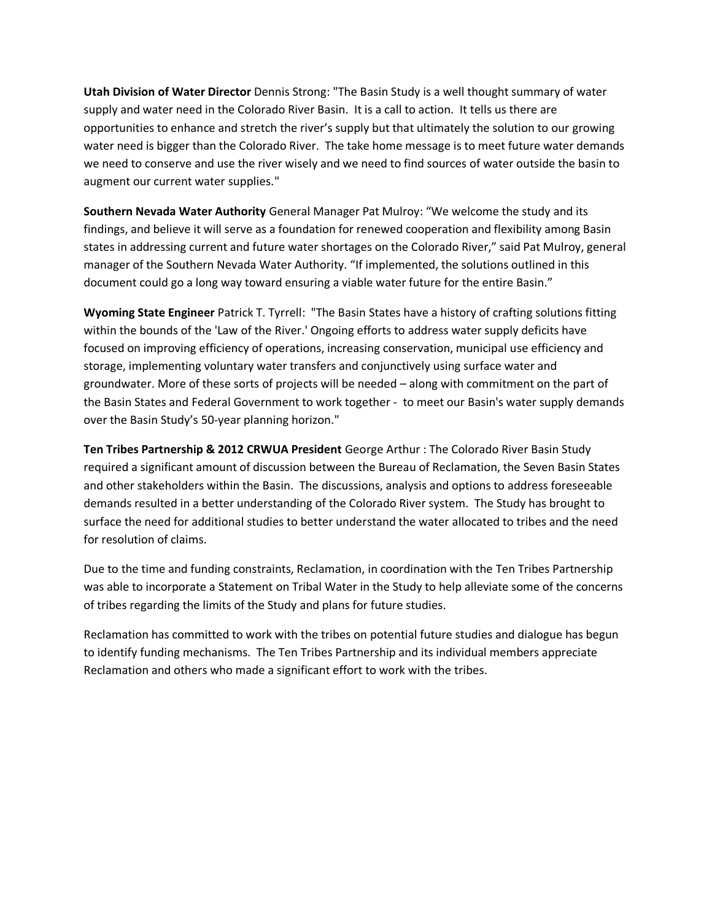**Utah Division of Water Director** Dennis Strong: "The Basin Study is a well thought summary of water supply and water need in the Colorado River Basin. It is a call to action. It tells us there are opportunities to enhance and stretch the river's supply but that ultimately the solution to our growing water need is bigger than the Colorado River. The take home message is to meet future water demands we need to conserve and use the river wisely and we need to find sources of water outside the basin to augment our current water supplies."

**Southern Nevada Water Authority** General Manager Pat Mulroy: "We welcome the study and its findings, and believe it will serve as a foundation for renewed cooperation and flexibility among Basin states in addressing current and future water shortages on the Colorado River," said Pat Mulroy, general manager of the Southern Nevada Water Authority. "If implemented, the solutions outlined in this document could go a long way toward ensuring a viable water future for the entire Basin."

**Wyoming State Engineer** Patrick T. Tyrrell: "The Basin States have a history of crafting solutions fitting within the bounds of the 'Law of the River.' Ongoing efforts to address water supply deficits have focused on improving efficiency of operations, increasing conservation, municipal use efficiency and storage, implementing voluntary water transfers and conjunctively using surface water and groundwater. More of these sorts of projects will be needed – along with commitment on the part of the Basin States and Federal Government to work together - to meet our Basin's water supply demands over the Basin Study's 50-year planning horizon."

**Ten Tribes Partnership & 2012 CRWUA President** George Arthur : The Colorado River Basin Study required a significant amount of discussion between the Bureau of Reclamation, the Seven Basin States and other stakeholders within the Basin. The discussions, analysis and options to address foreseeable demands resulted in a better understanding of the Colorado River system. The Study has brought to surface the need for additional studies to better understand the water allocated to tribes and the need for resolution of claims.

Due to the time and funding constraints, Reclamation, in coordination with the Ten Tribes Partnership was able to incorporate a Statement on Tribal Water in the Study to help alleviate some of the concerns of tribes regarding the limits of the Study and plans for future studies.

Reclamation has committed to work with the tribes on potential future studies and dialogue has begun to identify funding mechanisms. The Ten Tribes Partnership and its individual members appreciate Reclamation and others who made a significant effort to work with the tribes.